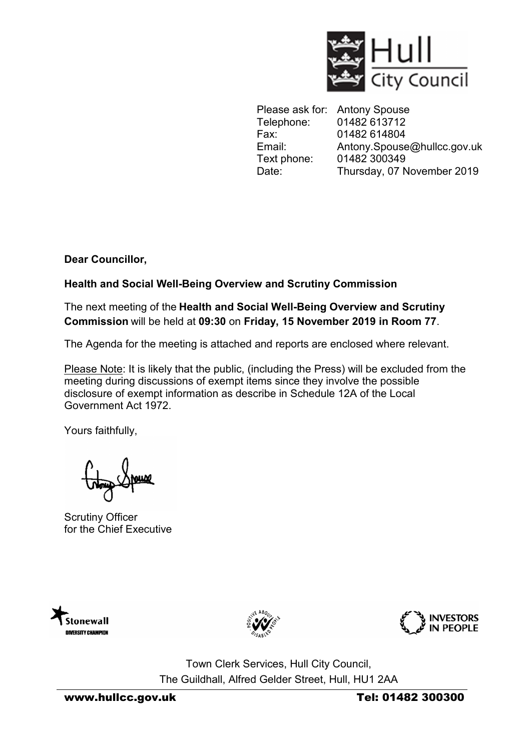Hull City Council

| | |
|---|---|
| Please ask for: | Antony Spouse |
| Telephone: | 01482 613712 |
| Fax: | 01482 614804 |
| Email: | Antony.Spouse@hullcc.gov.uk |
| Text phone: | 01482 300349 |
| Date: | Thursday, 07 November 2019 |

**Dear Councillor,**

**Health and Social Well-Being Overview and Scrutiny Commission**

The next meeting of the **Health and Social Well-Being Overview and Scrutiny Commission** will be held at **09:30** on **Friday, 15 November 2019 in Room 77**.

The Agenda for the meeting is attached and reports are enclosed where relevant.

Please Note: It is likely that the public, (including the Press) will be excluded from the meeting during discussions of exempt items since they involve the possible disclosure of exempt information as describe in Schedule 12A of the Local Government Act 1972.

Yours faithfully,

Scrutiny Officer
for the Chief Executive

Town Clerk Services, Hull City Council,
The Guildhall, Alfred Gelder Street, Hull, HU1 2AA

www.hullcc.gov.uk Tel: 01482 300300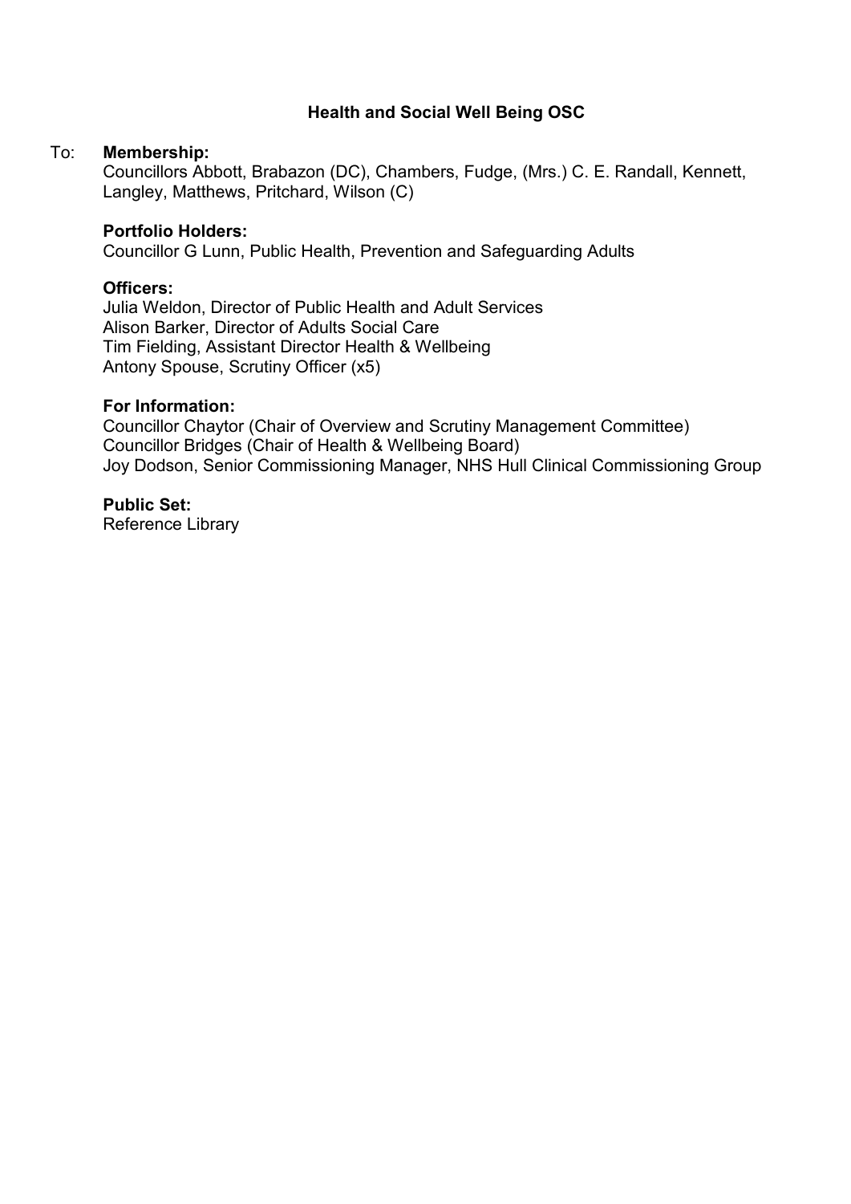**Health and Social Well Being OSC**

To: **Membership:**

Councillors Abbott, Brabazon (DC), Chambers, Fudge, (Mrs.) C. E. Randall, Kennett, Langley, Matthews, Pritchard, Wilson (C)

**Portfolio Holders:**

Councillor G Lunn, Public Health, Prevention and Safeguarding Adults

**Officers:**

Julia Weldon, Director of Public Health and Adult Services
Alison Barker, Director of Adults Social Care
Tim Fielding, Assistant Director Health & Wellbeing
Antony Spouse, Scrutiny Officer (x5)

**For Information:**

Councillor Chaytor (Chair of Overview and Scrutiny Management Committee)
Councillor Bridges (Chair of Health & Wellbeing Board)
Joy Dodson, Senior Commissioning Manager, NHS Hull Clinical Commissioning Group

**Public Set:**

Reference Library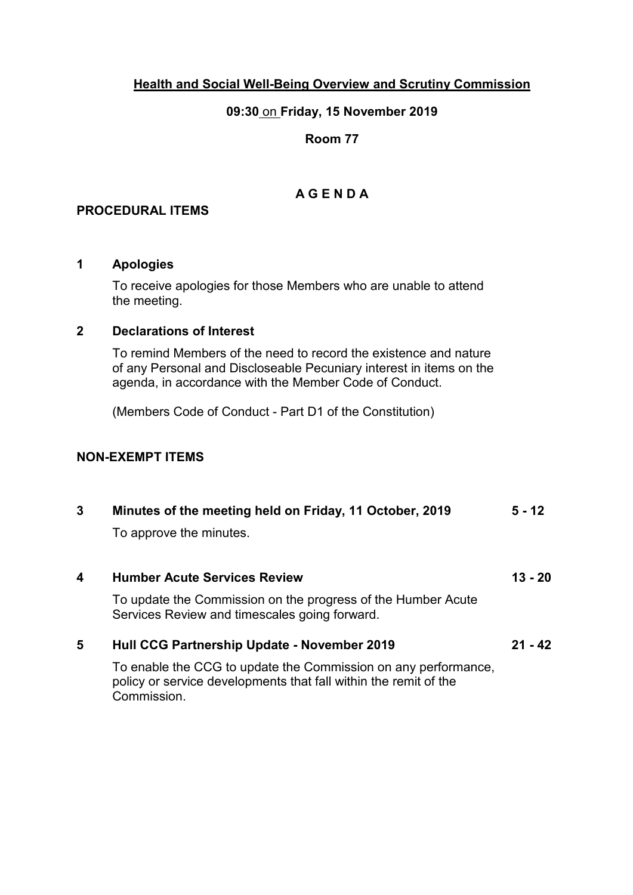**Health and Social Well-Being Overview and Scrutiny Commission**

**09:30 on Friday, 15 November 2019**

**Room 77**

# A G E N D A

## PROCEDURAL ITEMS

**1 Apologies**

To receive apologies for those Members who are unable to attend the meeting.

**2 Declarations of Interest**

To remind Members of the need to record the existence and nature of any Personal and Discloseable Pecuniary interest in items on the agenda, in accordance with the Member Code of Conduct.

(Members Code of Conduct - Part D1 of the Constitution)

## NON-EXEMPT ITEMS

**3 Minutes of the meeting held on Friday, 11 October, 2019** — **5 - 12**

To approve the minutes.

**4 Humber Acute Services Review** — **13 - 20**

To update the Commission on the progress of the Humber Acute Services Review and timescales going forward.

**5 Hull CCG Partnership Update - November 2019** — **21 - 42**

To enable the CCG to update the Commission on any performance, policy or service developments that fall within the remit of the Commission.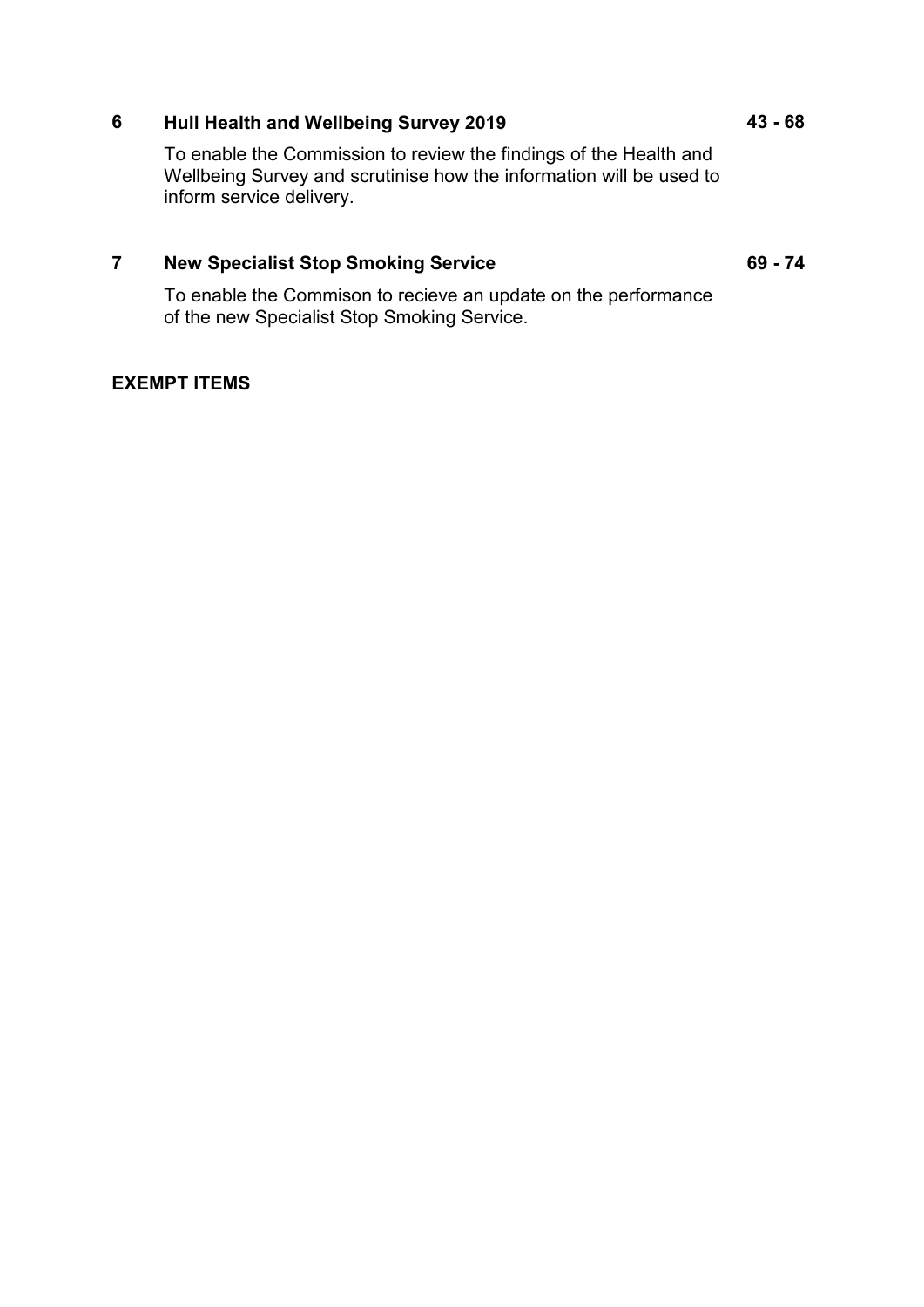**6 Hull Health and Wellbeing Survey 2019** **43 - 68**

To enable the Commission to review the findings of the Health and Wellbeing Survey and scrutinise how the information will be used to inform service delivery.

**7 New Specialist Stop Smoking Service** **69 - 74**

To enable the Commison to recieve an update on the performance of the new Specialist Stop Smoking Service.

**EXEMPT ITEMS**